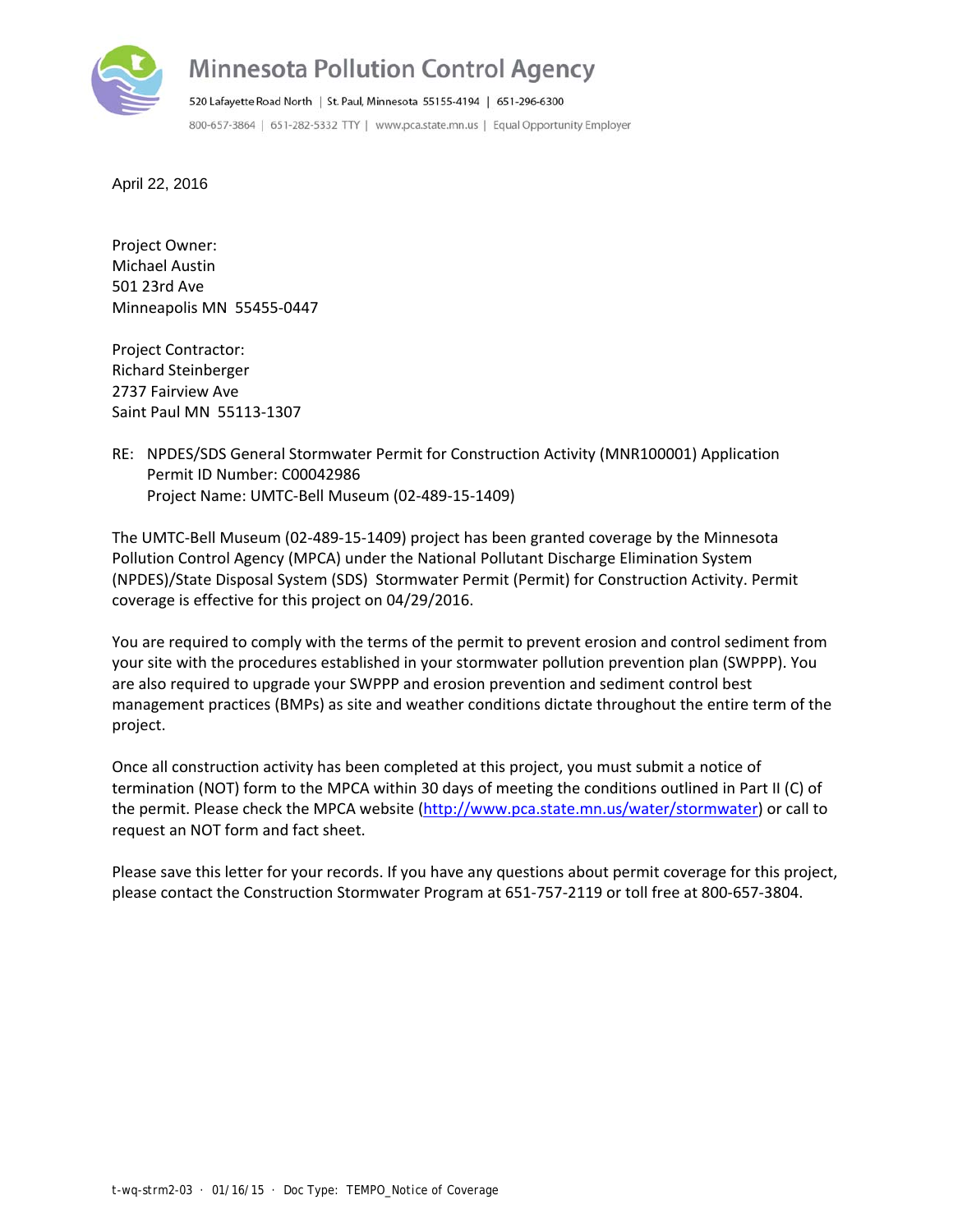# Minnesota Pollution Control Agency

520 Lafayette Road North | St. Paul, Minnesota 55155-4194 | 651-296-6300

800-657-3864 | 651-282-5332 TTY | www.pca.state.mn.us | Equal Opportunity Employer

April 22, 2016

Project Owner:
Michael Austin
501 23rd Ave
Minneapolis MN 55455-0447

Project Contractor:
Richard Steinberger
2737 Fairview Ave
Saint Paul MN 55113-1307

RE: NPDES/SDS General Stormwater Permit for Construction Activity (MNR100001) Application
Permit ID Number: C00042986
Project Name: UMTC-Bell Museum (02-489-15-1409)

The UMTC-Bell Museum (02-489-15-1409) project has been granted coverage by the Minnesota Pollution Control Agency (MPCA) under the National Pollutant Discharge Elimination System (NPDES)/State Disposal System (SDS) Stormwater Permit (Permit) for Construction Activity. Permit coverage is effective for this project on 04/29/2016.

You are required to comply with the terms of the permit to prevent erosion and control sediment from your site with the procedures established in your stormwater pollution prevention plan (SWPPP). You are also required to upgrade your SWPPP and erosion prevention and sediment control best management practices (BMPs) as site and weather conditions dictate throughout the entire term of the project.

Once all construction activity has been completed at this project, you must submit a notice of termination (NOT) form to the MPCA within 30 days of meeting the conditions outlined in Part II (C) of the permit. Please check the MPCA website (http://www.pca.state.mn.us/water/stormwater) or call to request an NOT form and fact sheet.

Please save this letter for your records. If you have any questions about permit coverage for this project, please contact the Construction Stormwater Program at 651-757-2119 or toll free at 800-657-3804.

t-wq-strm2-03 · 01/16/15 · Doc Type: TEMPO_Notice of Coverage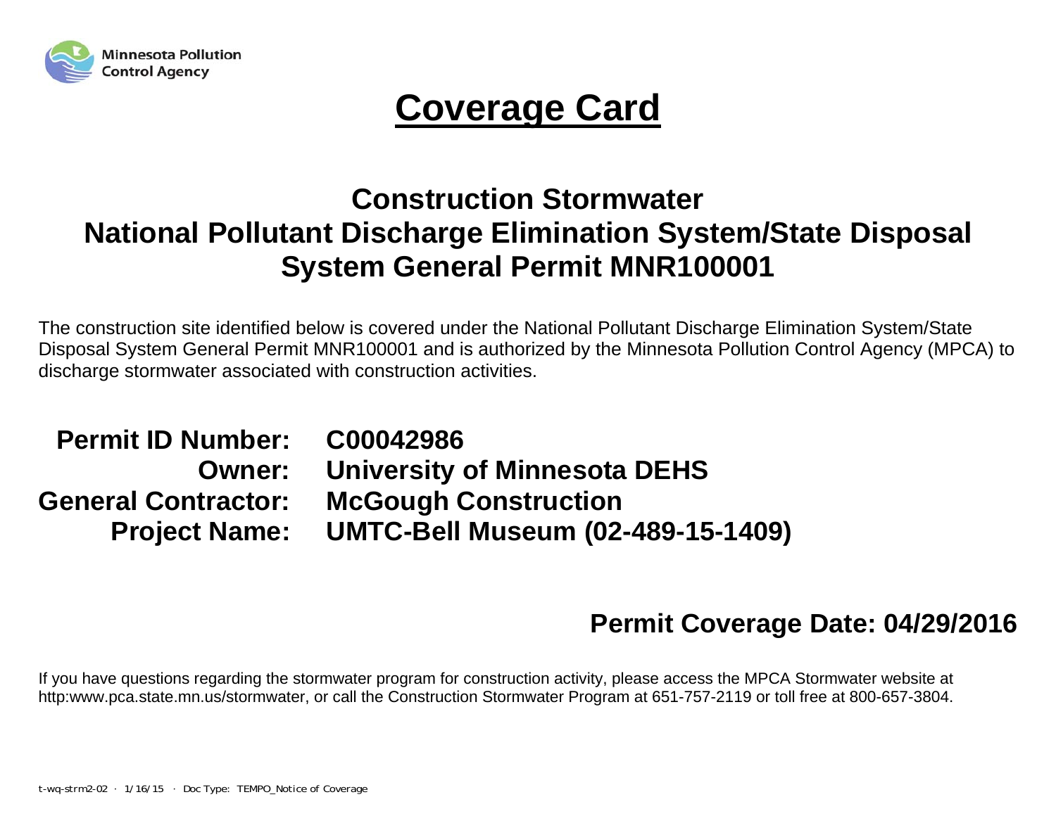Minnesota Pollution Control Agency

# Coverage Card

## Construction Stormwater
## National Pollutant Discharge Elimination System/State Disposal System General Permit MNR100001

The construction site identified below is covered under the National Pollutant Discharge Elimination System/State Disposal System General Permit MNR100001 and is authorized by the Minnesota Pollution Control Agency (MPCA) to discharge stormwater associated with construction activities.

**Permit ID Number:** **C00042986**
**Owner:** **University of Minnesota DEHS**
**General Contractor:** **McGough Construction**
**Project Name:** **UMTC-Bell Museum (02-489-15-1409)**

**Permit Coverage Date: 04/29/2016**

If you have questions regarding the stormwater program for construction activity, please access the MPCA Stormwater website at http:www.pca.state.mn.us/stormwater, or call the Construction Stormwater Program at 651-757-2119 or toll free at 800-657-3804.

t-wq-strm2-02 · 1/16/15 · Doc Type: TEMPO_Notice of Coverage